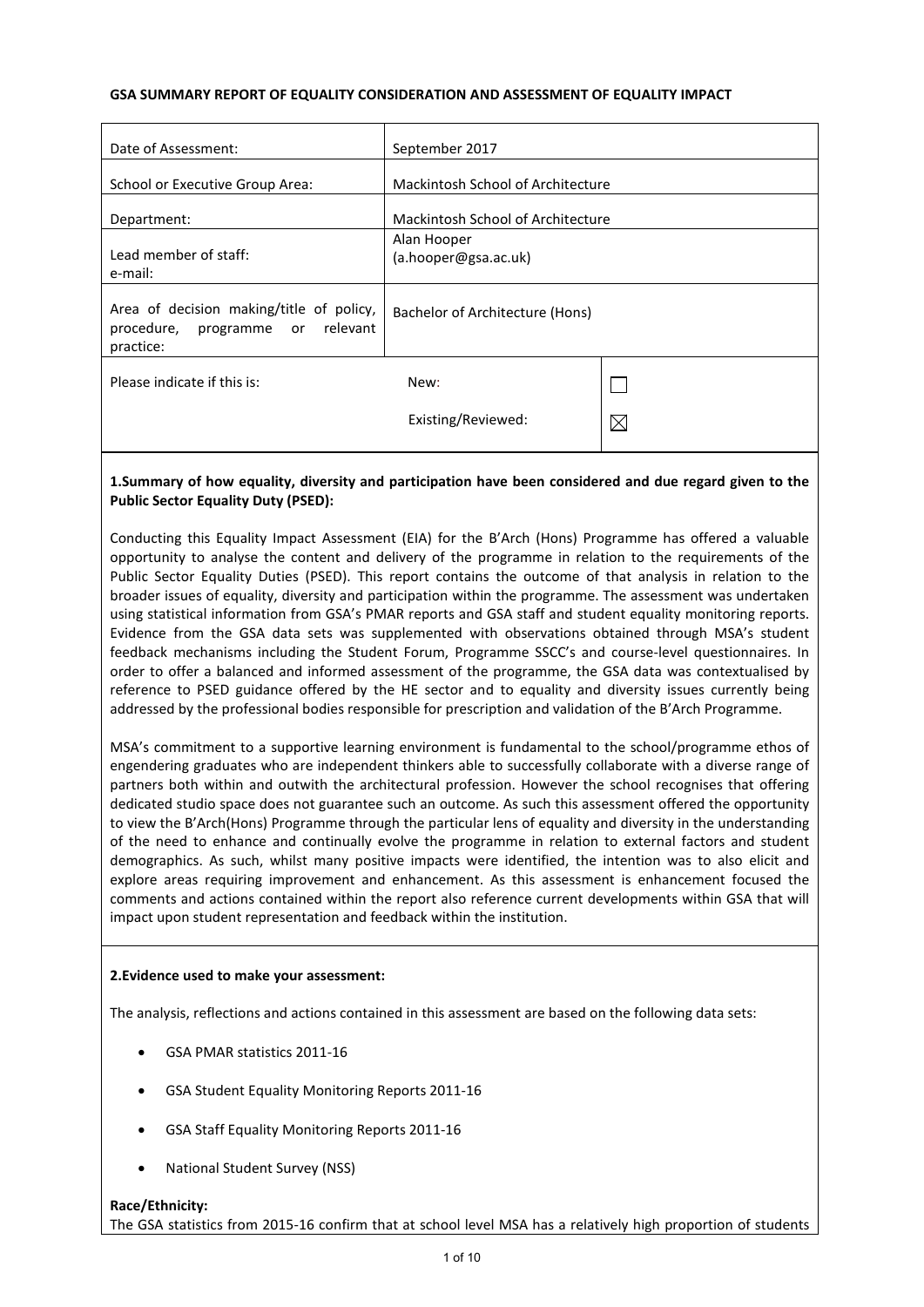**GSA SUMMARY REPORT OF EQUALITY CONSIDERATION AND ASSESSMENT OF EQUALITY IMPACT**

| | | |
|---|---|---|
| Date of Assessment: | September 2017 | |
| School or Executive Group Area: | Mackintosh School of Architecture | |
| Department: | Mackintosh School of Architecture | |
| Lead member of staff:<br>e-mail: | Alan Hooper<br>(a.hooper@gsa.ac.uk) | |
| Area of decision making/title of policy, procedure, programme or relevant practice: | Bachelor of Architecture (Hons) | |
| Please indicate if this is: | New: | ☐ |
| | Existing/Reviewed: | ☒ |

**1.Summary of how equality, diversity and participation have been considered and due regard given to the Public Sector Equality Duty (PSED):**

Conducting this Equality Impact Assessment (EIA) for the B'Arch (Hons) Programme has offered a valuable opportunity to analyse the content and delivery of the programme in relation to the requirements of the Public Sector Equality Duties (PSED). This report contains the outcome of that analysis in relation to the broader issues of equality, diversity and participation within the programme. The assessment was undertaken using statistical information from GSA's PMAR reports and GSA staff and student equality monitoring reports. Evidence from the GSA data sets was supplemented with observations obtained through MSA's student feedback mechanisms including the Student Forum, Programme SSCC's and course-level questionnaires. In order to offer a balanced and informed assessment of the programme, the GSA data was contextualised by reference to PSED guidance offered by the HE sector and to equality and diversity issues currently being addressed by the professional bodies responsible for prescription and validation of the B'Arch Programme.

MSA's commitment to a supportive learning environment is fundamental to the school/programme ethos of engendering graduates who are independent thinkers able to successfully collaborate with a diverse range of partners both within and outwith the architectural profession. However the school recognises that offering dedicated studio space does not guarantee such an outcome. As such this assessment offered the opportunity to view the B'Arch(Hons) Programme through the particular lens of equality and diversity in the understanding of the need to enhance and continually evolve the programme in relation to external factors and student demographics. As such, whilst many positive impacts were identified, the intention was to also elicit and explore areas requiring improvement and enhancement. As this assessment is enhancement focused the comments and actions contained within the report also reference current developments within GSA that will impact upon student representation and feedback within the institution.

**2.Evidence used to make your assessment:**

The analysis, reflections and actions contained in this assessment are based on the following data sets:

- GSA PMAR statistics 2011-16
- GSA Student Equality Monitoring Reports 2011-16
- GSA Staff Equality Monitoring Reports 2011-16
- National Student Survey (NSS)

**Race/Ethnicity:**

The GSA statistics from 2015-16 confirm that at school level MSA has a relatively high proportion of students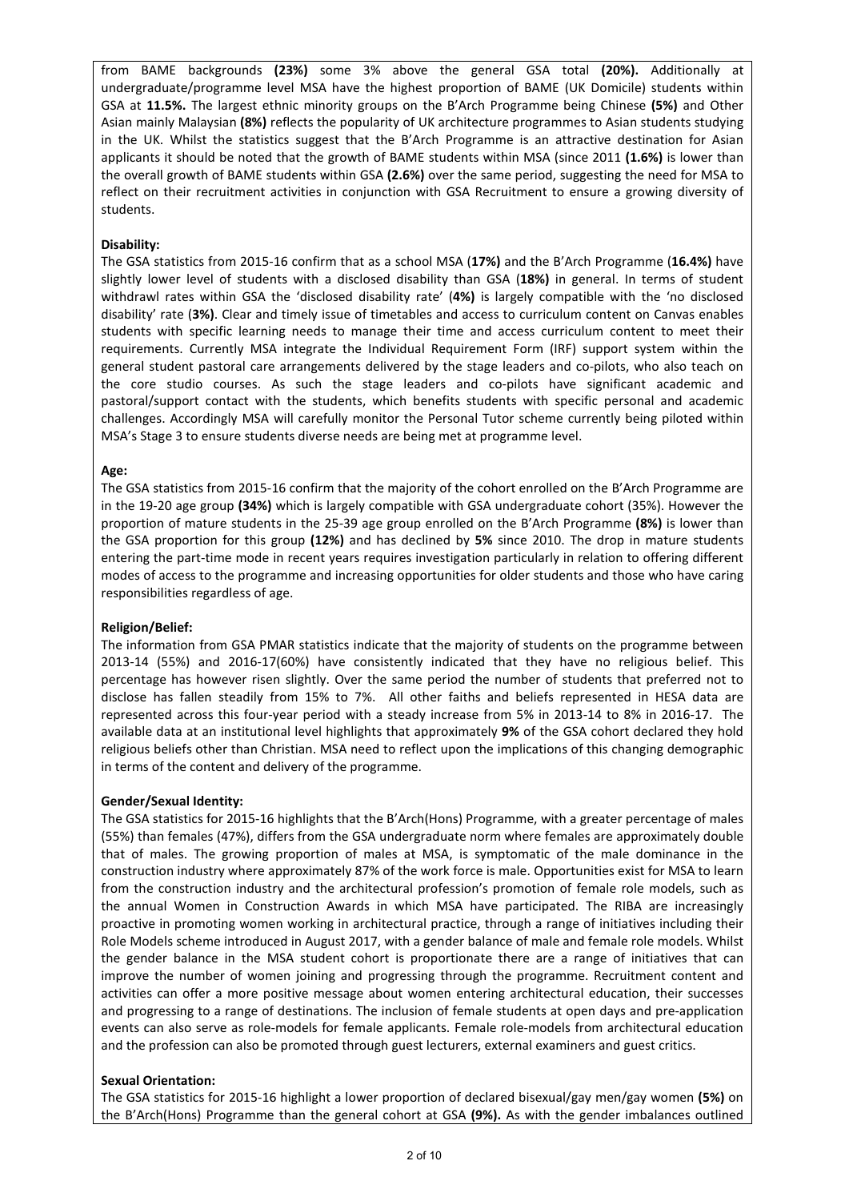from BAME backgrounds **(23%)** some 3% above the general GSA total **(20%).** Additionally at undergraduate/programme level MSA have the highest proportion of BAME (UK Domicile) students within GSA at **11.5%.** The largest ethnic minority groups on the B'Arch Programme being Chinese **(5%)** and Other Asian mainly Malaysian **(8%)** reflects the popularity of UK architecture programmes to Asian students studying in the UK. Whilst the statistics suggest that the B'Arch Programme is an attractive destination for Asian applicants it should be noted that the growth of BAME students within MSA (since 2011 **(1.6%)** is lower than the overall growth of BAME students within GSA **(2.6%)** over the same period, suggesting the need for MSA to reflect on their recruitment activities in conjunction with GSA Recruitment to ensure a growing diversity of students.

**Disability:**

The GSA statistics from 2015-16 confirm that as a school MSA (**17%)** and the B'Arch Programme (**16.4%)** have slightly lower level of students with a disclosed disability than GSA (**18%)** in general. In terms of student withdrawl rates within GSA the 'disclosed disability rate' (**4%)** is largely compatible with the 'no disclosed disability' rate (**3%)**. Clear and timely issue of timetables and access to curriculum content on Canvas enables students with specific learning needs to manage their time and access curriculum content to meet their requirements. Currently MSA integrate the Individual Requirement Form (IRF) support system within the general student pastoral care arrangements delivered by the stage leaders and co-pilots, who also teach on the core studio courses. As such the stage leaders and co-pilots have significant academic and pastoral/support contact with the students, which benefits students with specific personal and academic challenges. Accordingly MSA will carefully monitor the Personal Tutor scheme currently being piloted within MSA's Stage 3 to ensure students diverse needs are being met at programme level.

**Age:**

The GSA statistics from 2015-16 confirm that the majority of the cohort enrolled on the B'Arch Programme are in the 19-20 age group **(34%)** which is largely compatible with GSA undergraduate cohort (35%). However the proportion of mature students in the 25-39 age group enrolled on the B'Arch Programme **(8%)** is lower than the GSA proportion for this group **(12%)** and has declined by **5%** since 2010. The drop in mature students entering the part-time mode in recent years requires investigation particularly in relation to offering different modes of access to the programme and increasing opportunities for older students and those who have caring responsibilities regardless of age.

**Religion/Belief:**

The information from GSA PMAR statistics indicate that the majority of students on the programme between 2013-14 (55%) and 2016-17(60%) have consistently indicated that they have no religious belief. This percentage has however risen slightly. Over the same period the number of students that preferred not to disclose has fallen steadily from 15% to 7%. All other faiths and beliefs represented in HESA data are represented across this four-year period with a steady increase from 5% in 2013-14 to 8% in 2016-17. The available data at an institutional level highlights that approximately **9%** of the GSA cohort declared they hold religious beliefs other than Christian. MSA need to reflect upon the implications of this changing demographic in terms of the content and delivery of the programme.

**Gender/Sexual Identity:**

The GSA statistics for 2015-16 highlights that the B'Arch(Hons) Programme, with a greater percentage of males (55%) than females (47%), differs from the GSA undergraduate norm where females are approximately double that of males. The growing proportion of males at MSA, is symptomatic of the male dominance in the construction industry where approximately 87% of the work force is male. Opportunities exist for MSA to learn from the construction industry and the architectural profession's promotion of female role models, such as the annual Women in Construction Awards in which MSA have participated. The RIBA are increasingly proactive in promoting women working in architectural practice, through a range of initiatives including their Role Models scheme introduced in August 2017, with a gender balance of male and female role models. Whilst the gender balance in the MSA student cohort is proportionate there are a range of initiatives that can improve the number of women joining and progressing through the programme. Recruitment content and activities can offer a more positive message about women entering architectural education, their successes and progressing to a range of destinations. The inclusion of female students at open days and pre-application events can also serve as role-models for female applicants. Female role-models from architectural education and the profession can also be promoted through guest lecturers, external examiners and guest critics.

**Sexual Orientation:**

The GSA statistics for 2015-16 highlight a lower proportion of declared bisexual/gay men/gay women **(5%)** on the B'Arch(Hons) Programme than the general cohort at GSA **(9%).** As with the gender imbalances outlined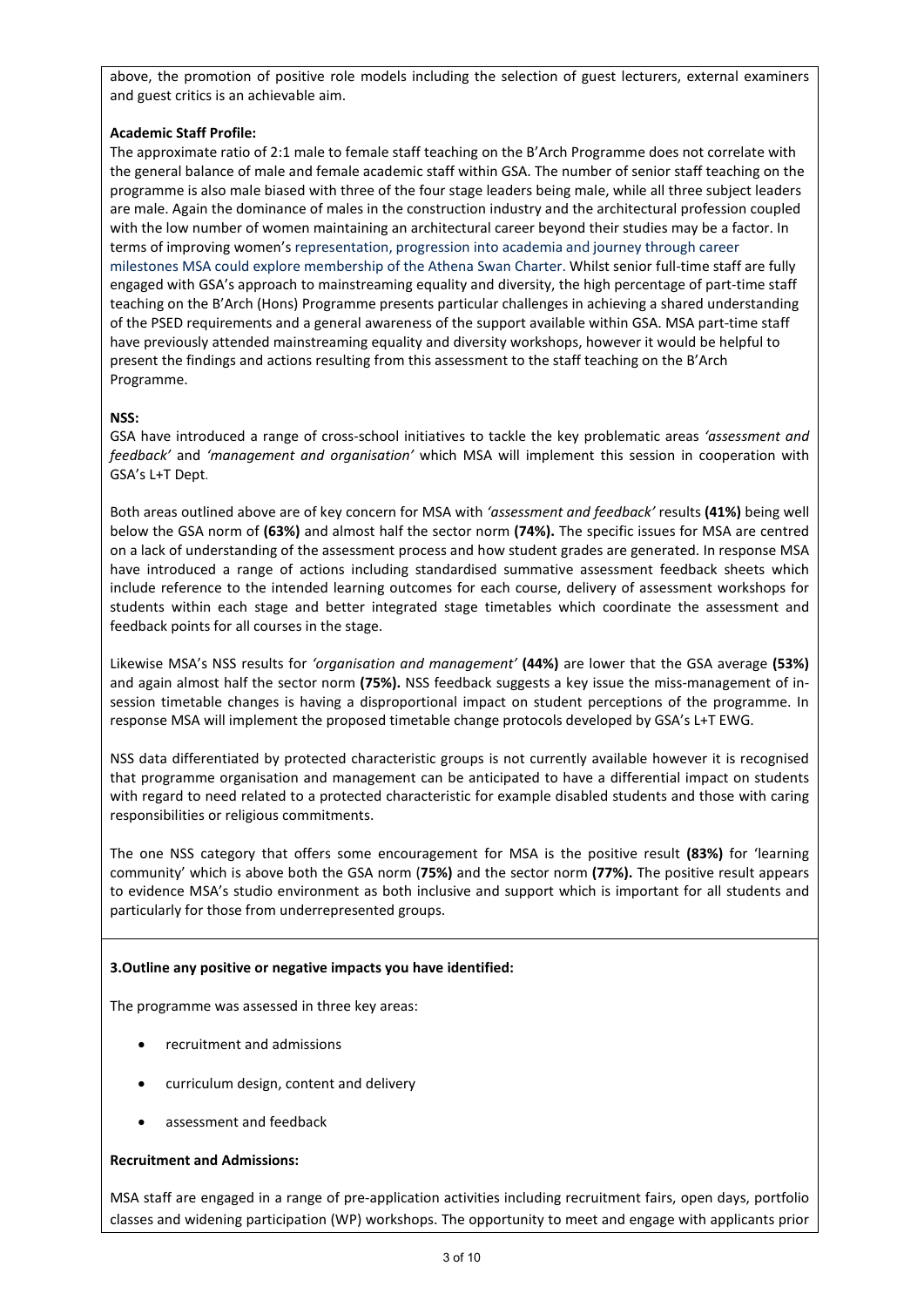above, the promotion of positive role models including the selection of guest lecturers, external examiners and guest critics is an achievable aim.

**Academic Staff Profile:**

The approximate ratio of 2:1 male to female staff teaching on the B'Arch Programme does not correlate with the general balance of male and female academic staff within GSA. The number of senior staff teaching on the programme is also male biased with three of the four stage leaders being male, while all three subject leaders are male. Again the dominance of males in the construction industry and the architectural profession coupled with the low number of women maintaining an architectural career beyond their studies may be a factor. In terms of improving women's representation, progression into academia and journey through career milestones MSA could explore membership of the Athena Swan Charter. Whilst senior full-time staff are fully engaged with GSA's approach to mainstreaming equality and diversity, the high percentage of part-time staff teaching on the B'Arch (Hons) Programme presents particular challenges in achieving a shared understanding of the PSED requirements and a general awareness of the support available within GSA. MSA part-time staff have previously attended mainstreaming equality and diversity workshops, however it would be helpful to present the findings and actions resulting from this assessment to the staff teaching on the B'Arch Programme.

**NSS:**

GSA have introduced a range of cross-school initiatives to tackle the key problematic areas *'assessment and feedback'* and *'management and organisation'* which MSA will implement this session in cooperation with GSA's L+T Dept.

Both areas outlined above are of key concern for MSA with *'assessment and feedback'* results **(41%)** being well below the GSA norm of **(63%)** and almost half the sector norm **(74%).** The specific issues for MSA are centred on a lack of understanding of the assessment process and how student grades are generated. In response MSA have introduced a range of actions including standardised summative assessment feedback sheets which include reference to the intended learning outcomes for each course, delivery of assessment workshops for students within each stage and better integrated stage timetables which coordinate the assessment and feedback points for all courses in the stage.

Likewise MSA's NSS results for *'organisation and management'* **(44%)** are lower that the GSA average **(53%)** and again almost half the sector norm **(75%).** NSS feedback suggests a key issue the miss-management of in-session timetable changes is having a disproportional impact on student perceptions of the programme. In response MSA will implement the proposed timetable change protocols developed by GSA's L+T EWG.

NSS data differentiated by protected characteristic groups is not currently available however it is recognised that programme organisation and management can be anticipated to have a differential impact on students with regard to need related to a protected characteristic for example disabled students and those with caring responsibilities or religious commitments.

The one NSS category that offers some encouragement for MSA is the positive result **(83%)** for 'learning community' which is above both the GSA norm (**75%)** and the sector norm **(77%).** The positive result appears to evidence MSA's studio environment as both inclusive and support which is important for all students and particularly for those from underrepresented groups.

**3.Outline any positive or negative impacts you have identified:**

The programme was assessed in three key areas:

- recruitment and admissions
- curriculum design, content and delivery
- assessment and feedback

**Recruitment and Admissions:**

MSA staff are engaged in a range of pre-application activities including recruitment fairs, open days, portfolio classes and widening participation (WP) workshops. The opportunity to meet and engage with applicants prior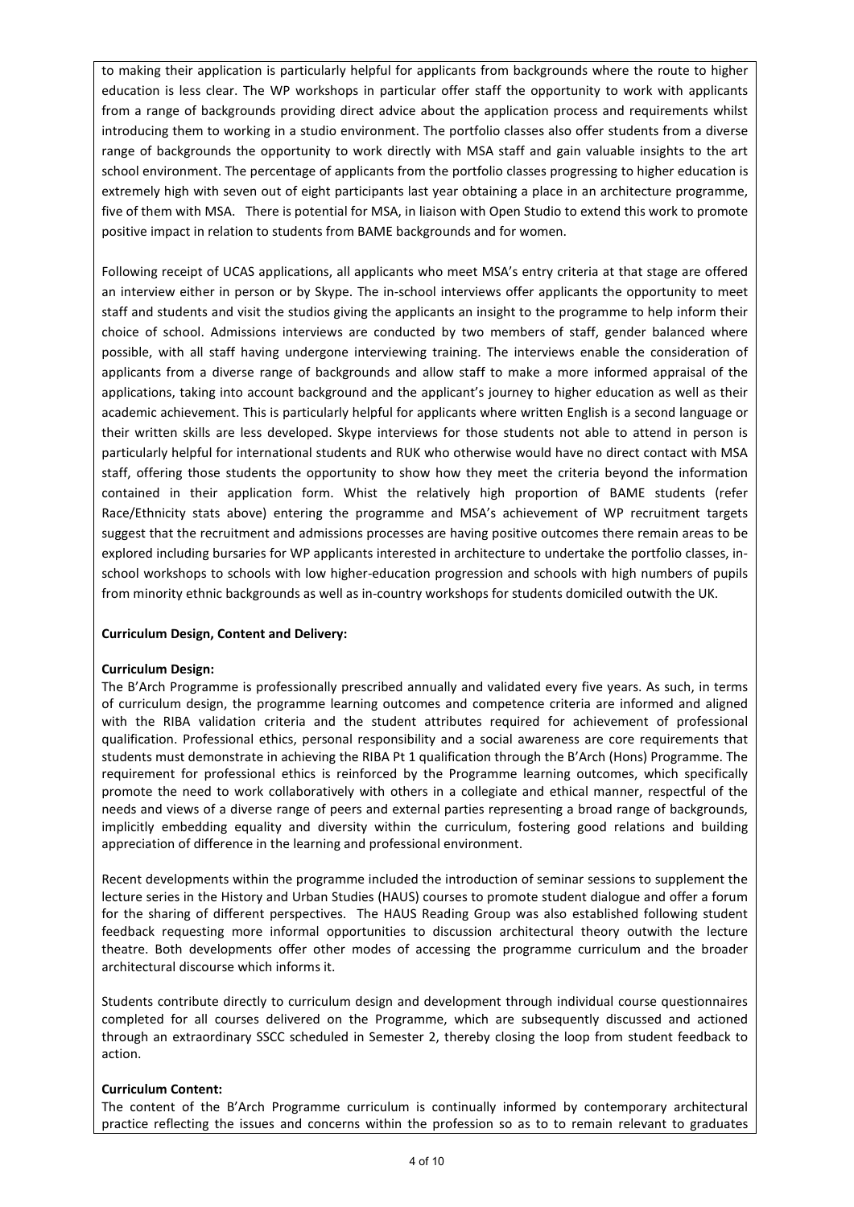to making their application is particularly helpful for applicants from backgrounds where the route to higher education is less clear. The WP workshops in particular offer staff the opportunity to work with applicants from a range of backgrounds providing direct advice about the application process and requirements whilst introducing them to working in a studio environment. The portfolio classes also offer students from a diverse range of backgrounds the opportunity to work directly with MSA staff and gain valuable insights to the art school environment. The percentage of applicants from the portfolio classes progressing to higher education is extremely high with seven out of eight participants last year obtaining a place in an architecture programme, five of them with MSA. There is potential for MSA, in liaison with Open Studio to extend this work to promote positive impact in relation to students from BAME backgrounds and for women.

Following receipt of UCAS applications, all applicants who meet MSA's entry criteria at that stage are offered an interview either in person or by Skype. The in-school interviews offer applicants the opportunity to meet staff and students and visit the studios giving the applicants an insight to the programme to help inform their choice of school. Admissions interviews are conducted by two members of staff, gender balanced where possible, with all staff having undergone interviewing training. The interviews enable the consideration of applicants from a diverse range of backgrounds and allow staff to make a more informed appraisal of the applications, taking into account background and the applicant's journey to higher education as well as their academic achievement. This is particularly helpful for applicants where written English is a second language or their written skills are less developed. Skype interviews for those students not able to attend in person is particularly helpful for international students and RUK who otherwise would have no direct contact with MSA staff, offering those students the opportunity to show how they meet the criteria beyond the information contained in their application form. Whist the relatively high proportion of BAME students (refer Race/Ethnicity stats above) entering the programme and MSA's achievement of WP recruitment targets suggest that the recruitment and admissions processes are having positive outcomes there remain areas to be explored including bursaries for WP applicants interested in architecture to undertake the portfolio classes, in-school workshops to schools with low higher-education progression and schools with high numbers of pupils from minority ethnic backgrounds as well as in-country workshops for students domiciled outwith the UK.

**Curriculum Design, Content and Delivery:**

**Curriculum Design:**

The B'Arch Programme is professionally prescribed annually and validated every five years. As such, in terms of curriculum design, the programme learning outcomes and competence criteria are informed and aligned with the RIBA validation criteria and the student attributes required for achievement of professional qualification. Professional ethics, personal responsibility and a social awareness are core requirements that students must demonstrate in achieving the RIBA Pt 1 qualification through the B'Arch (Hons) Programme. The requirement for professional ethics is reinforced by the Programme learning outcomes, which specifically promote the need to work collaboratively with others in a collegiate and ethical manner, respectful of the needs and views of a diverse range of peers and external parties representing a broad range of backgrounds, implicitly embedding equality and diversity within the curriculum, fostering good relations and building appreciation of difference in the learning and professional environment.

Recent developments within the programme included the introduction of seminar sessions to supplement the lecture series in the History and Urban Studies (HAUS) courses to promote student dialogue and offer a forum for the sharing of different perspectives. The HAUS Reading Group was also established following student feedback requesting more informal opportunities to discussion architectural theory outwith the lecture theatre. Both developments offer other modes of accessing the programme curriculum and the broader architectural discourse which informs it.

Students contribute directly to curriculum design and development through individual course questionnaires completed for all courses delivered on the Programme, which are subsequently discussed and actioned through an extraordinary SSCC scheduled in Semester 2, thereby closing the loop from student feedback to action.

**Curriculum Content:**

The content of the B'Arch Programme curriculum is continually informed by contemporary architectural practice reflecting the issues and concerns within the profession so as to to remain relevant to graduates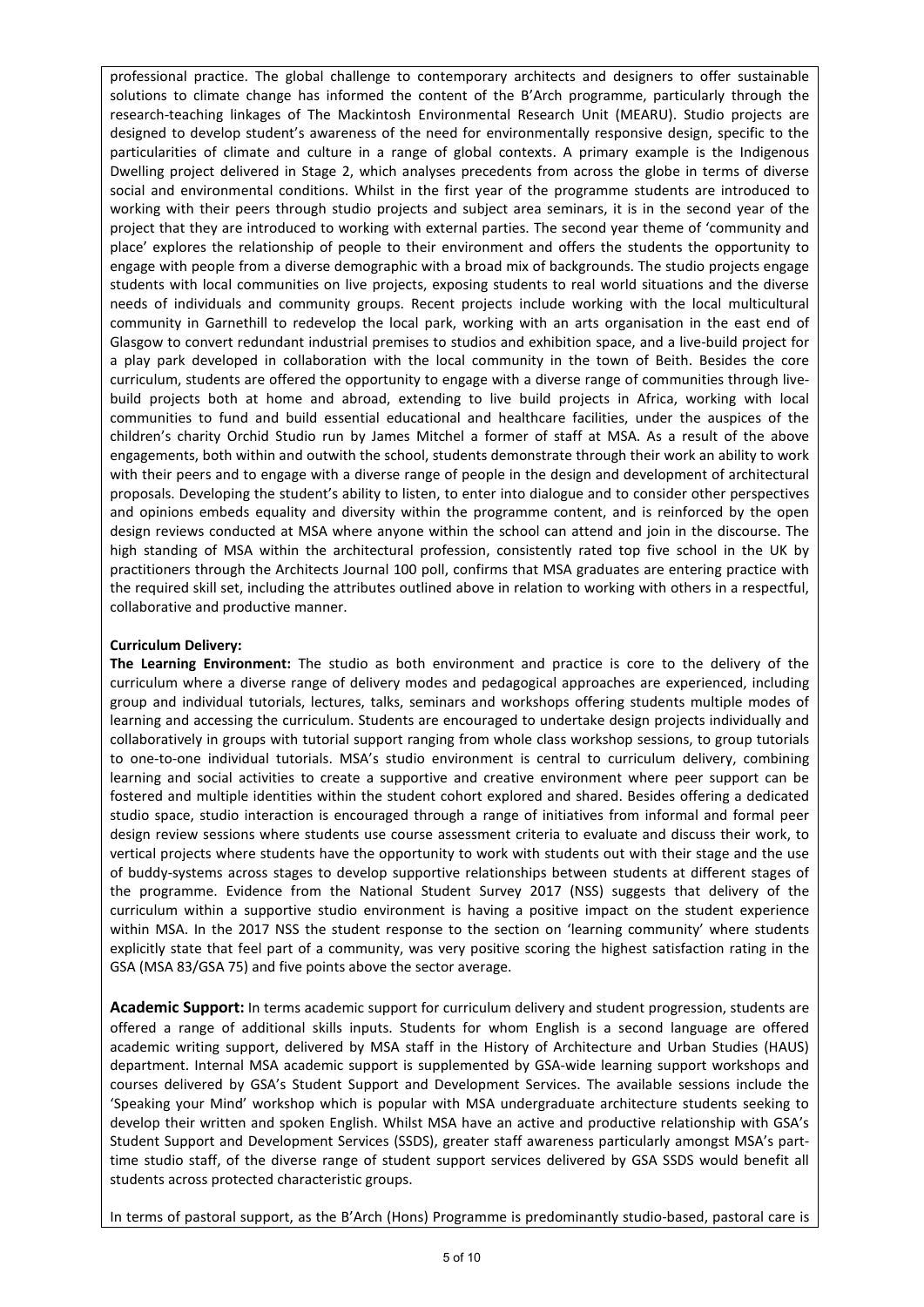professional practice. The global challenge to contemporary architects and designers to offer sustainable solutions to climate change has informed the content of the B'Arch programme, particularly through the research-teaching linkages of The Mackintosh Environmental Research Unit (MEARU). Studio projects are designed to develop student's awareness of the need for environmentally responsive design, specific to the particularities of climate and culture in a range of global contexts. A primary example is the Indigenous Dwelling project delivered in Stage 2, which analyses precedents from across the globe in terms of diverse social and environmental conditions. Whilst in the first year of the programme students are introduced to working with their peers through studio projects and subject area seminars, it is in the second year of the project that they are introduced to working with external parties. The second year theme of 'community and place' explores the relationship of people to their environment and offers the students the opportunity to engage with people from a diverse demographic with a broad mix of backgrounds. The studio projects engage students with local communities on live projects, exposing students to real world situations and the diverse needs of individuals and community groups. Recent projects include working with the local multicultural community in Garnethill to redevelop the local park, working with an arts organisation in the east end of Glasgow to convert redundant industrial premises to studios and exhibition space, and a live-build project for a play park developed in collaboration with the local community in the town of Beith. Besides the core curriculum, students are offered the opportunity to engage with a diverse range of communities through live-build projects both at home and abroad, extending to live build projects in Africa, working with local communities to fund and build essential educational and healthcare facilities, under the auspices of the children's charity Orchid Studio run by James Mitchel a former of staff at MSA. As a result of the above engagements, both within and outwith the school, students demonstrate through their work an ability to work with their peers and to engage with a diverse range of people in the design and development of architectural proposals. Developing the student's ability to listen, to enter into dialogue and to consider other perspectives and opinions embeds equality and diversity within the programme content, and is reinforced by the open design reviews conducted at MSA where anyone within the school can attend and join in the discourse. The high standing of MSA within the architectural profession, consistently rated top five school in the UK by practitioners through the Architects Journal 100 poll, confirms that MSA graduates are entering practice with the required skill set, including the attributes outlined above in relation to working with others in a respectful, collaborative and productive manner.

**Curriculum Delivery:**

**The Learning Environment:** The studio as both environment and practice is core to the delivery of the curriculum where a diverse range of delivery modes and pedagogical approaches are experienced, including group and individual tutorials, lectures, talks, seminars and workshops offering students multiple modes of learning and accessing the curriculum. Students are encouraged to undertake design projects individually and collaboratively in groups with tutorial support ranging from whole class workshop sessions, to group tutorials to one-to-one individual tutorials. MSA's studio environment is central to curriculum delivery, combining learning and social activities to create a supportive and creative environment where peer support can be fostered and multiple identities within the student cohort explored and shared. Besides offering a dedicated studio space, studio interaction is encouraged through a range of initiatives from informal and formal peer design review sessions where students use course assessment criteria to evaluate and discuss their work, to vertical projects where students have the opportunity to work with students out with their stage and the use of buddy-systems across stages to develop supportive relationships between students at different stages of the programme. Evidence from the National Student Survey 2017 (NSS) suggests that delivery of the curriculum within a supportive studio environment is having a positive impact on the student experience within MSA. In the 2017 NSS the student response to the section on 'learning community' where students explicitly state that feel part of a community, was very positive scoring the highest satisfaction rating in the GSA (MSA 83/GSA 75) and five points above the sector average.

**Academic Support:** In terms academic support for curriculum delivery and student progression, students are offered a range of additional skills inputs. Students for whom English is a second language are offered academic writing support, delivered by MSA staff in the History of Architecture and Urban Studies (HAUS) department. Internal MSA academic support is supplemented by GSA-wide learning support workshops and courses delivered by GSA's Student Support and Development Services. The available sessions include the 'Speaking your Mind' workshop which is popular with MSA undergraduate architecture students seeking to develop their written and spoken English. Whilst MSA have an active and productive relationship with GSA's Student Support and Development Services (SSDS), greater staff awareness particularly amongst MSA's part-time studio staff, of the diverse range of student support services delivered by GSA SSDS would benefit all students across protected characteristic groups.

In terms of pastoral support, as the B'Arch (Hons) Programme is predominantly studio-based, pastoral care is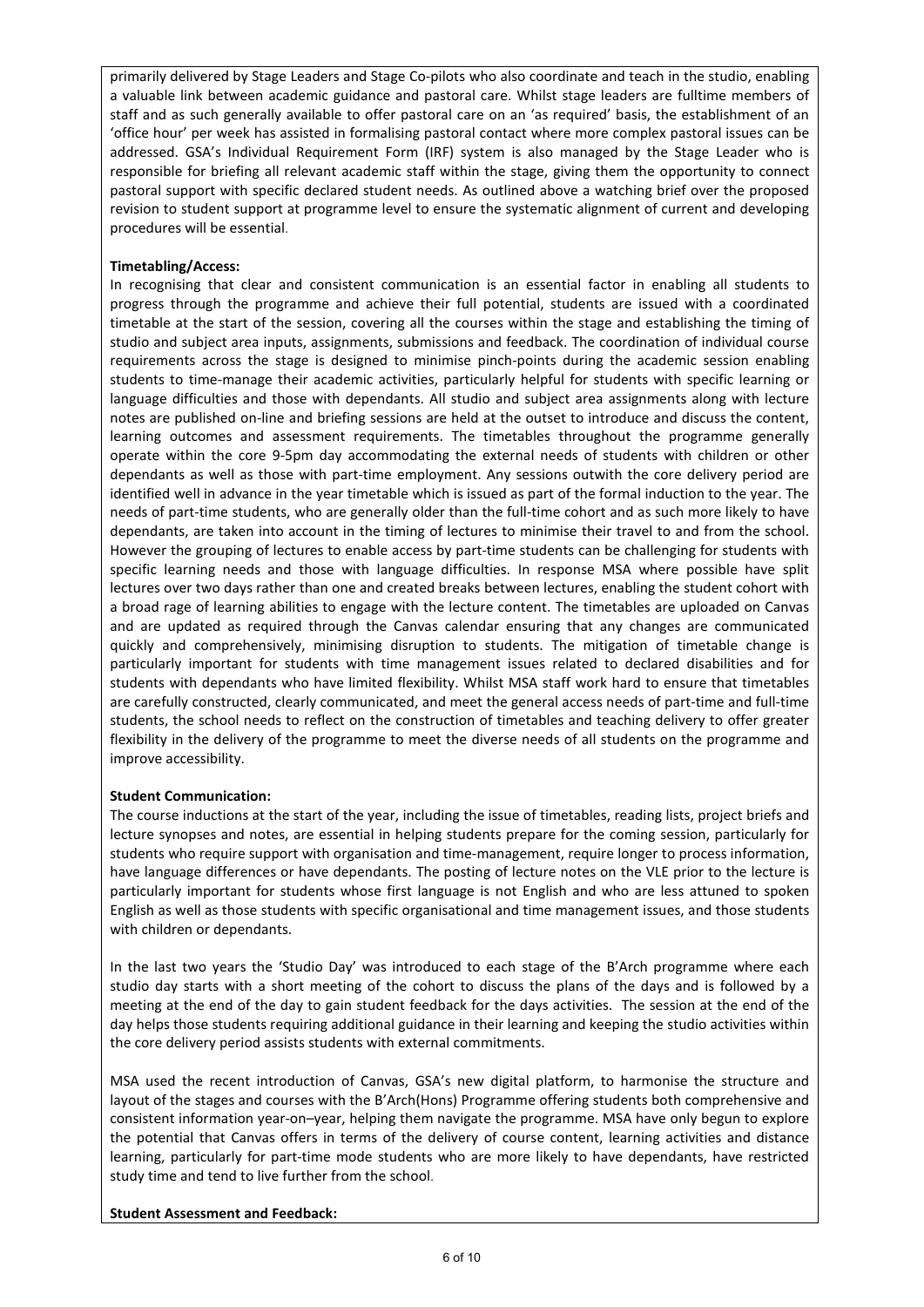primarily delivered by Stage Leaders and Stage Co-pilots who also coordinate and teach in the studio, enabling a valuable link between academic guidance and pastoral care. Whilst stage leaders are fulltime members of staff and as such generally available to offer pastoral care on an 'as required' basis, the establishment of an 'office hour' per week has assisted in formalising pastoral contact where more complex pastoral issues can be addressed. GSA's Individual Requirement Form (IRF) system is also managed by the Stage Leader who is responsible for briefing all relevant academic staff within the stage, giving them the opportunity to connect pastoral support with specific declared student needs. As outlined above a watching brief over the proposed revision to student support at programme level to ensure the systematic alignment of current and developing procedures will be essential.

**Timetabling/Access:**

In recognising that clear and consistent communication is an essential factor in enabling all students to progress through the programme and achieve their full potential, students are issued with a coordinated timetable at the start of the session, covering all the courses within the stage and establishing the timing of studio and subject area inputs, assignments, submissions and feedback. The coordination of individual course requirements across the stage is designed to minimise pinch-points during the academic session enabling students to time-manage their academic activities, particularly helpful for students with specific learning or language difficulties and those with dependants. All studio and subject area assignments along with lecture notes are published on-line and briefing sessions are held at the outset to introduce and discuss the content, learning outcomes and assessment requirements. The timetables throughout the programme generally operate within the core 9-5pm day accommodating the external needs of students with children or other dependants as well as those with part-time employment. Any sessions outwith the core delivery period are identified well in advance in the year timetable which is issued as part of the formal induction to the year. The needs of part-time students, who are generally older than the full-time cohort and as such more likely to have dependants, are taken into account in the timing of lectures to minimise their travel to and from the school. However the grouping of lectures to enable access by part-time students can be challenging for students with specific learning needs and those with language difficulties. In response MSA where possible have split lectures over two days rather than one and created breaks between lectures, enabling the student cohort with a broad rage of learning abilities to engage with the lecture content. The timetables are uploaded on Canvas and are updated as required through the Canvas calendar ensuring that any changes are communicated quickly and comprehensively, minimising disruption to students. The mitigation of timetable change is particularly important for students with time management issues related to declared disabilities and for students with dependants who have limited flexibility. Whilst MSA staff work hard to ensure that timetables are carefully constructed, clearly communicated, and meet the general access needs of part-time and full-time students, the school needs to reflect on the construction of timetables and teaching delivery to offer greater flexibility in the delivery of the programme to meet the diverse needs of all students on the programme and improve accessibility.

**Student Communication:**

The course inductions at the start of the year, including the issue of timetables, reading lists, project briefs and lecture synopses and notes, are essential in helping students prepare for the coming session, particularly for students who require support with organisation and time-management, require longer to process information, have language differences or have dependants. The posting of lecture notes on the VLE prior to the lecture is particularly important for students whose first language is not English and who are less attuned to spoken English as well as those students with specific organisational and time management issues, and those students with children or dependants.

In the last two years the 'Studio Day' was introduced to each stage of the B'Arch programme where each studio day starts with a short meeting of the cohort to discuss the plans of the days and is followed by a meeting at the end of the day to gain student feedback for the days activities. The session at the end of the day helps those students requiring additional guidance in their learning and keeping the studio activities within the core delivery period assists students with external commitments.

MSA used the recent introduction of Canvas, GSA's new digital platform, to harmonise the structure and layout of the stages and courses with the B'Arch(Hons) Programme offering students both comprehensive and consistent information year-on–year, helping them navigate the programme. MSA have only begun to explore the potential that Canvas offers in terms of the delivery of course content, learning activities and distance learning, particularly for part-time mode students who are more likely to have dependants, have restricted study time and tend to live further from the school.

**Student Assessment and Feedback:**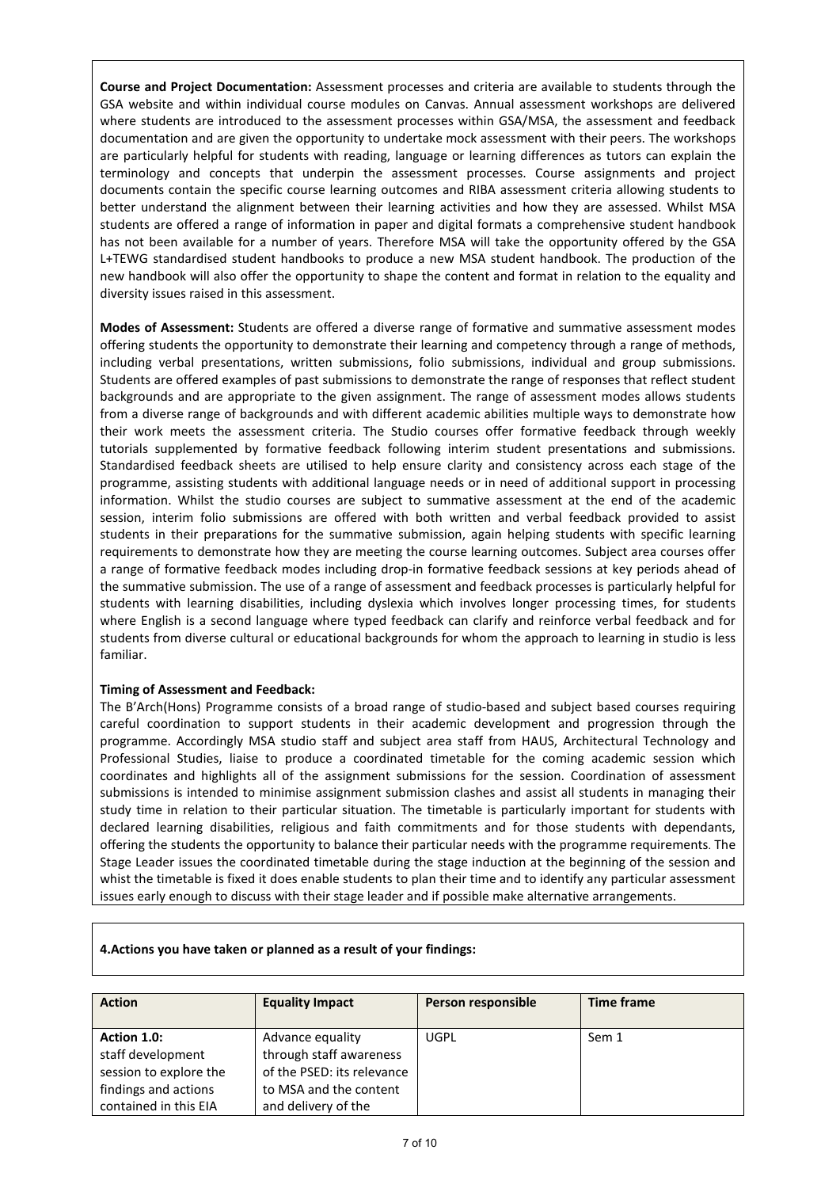**Course and Project Documentation:** Assessment processes and criteria are available to students through the GSA website and within individual course modules on Canvas. Annual assessment workshops are delivered where students are introduced to the assessment processes within GSA/MSA, the assessment and feedback documentation and are given the opportunity to undertake mock assessment with their peers. The workshops are particularly helpful for students with reading, language or learning differences as tutors can explain the terminology and concepts that underpin the assessment processes. Course assignments and project documents contain the specific course learning outcomes and RIBA assessment criteria allowing students to better understand the alignment between their learning activities and how they are assessed. Whilst MSA students are offered a range of information in paper and digital formats a comprehensive student handbook has not been available for a number of years. Therefore MSA will take the opportunity offered by the GSA L+TEWG standardised student handbooks to produce a new MSA student handbook. The production of the new handbook will also offer the opportunity to shape the content and format in relation to the equality and diversity issues raised in this assessment.

**Modes of Assessment:** Students are offered a diverse range of formative and summative assessment modes offering students the opportunity to demonstrate their learning and competency through a range of methods, including verbal presentations, written submissions, folio submissions, individual and group submissions. Students are offered examples of past submissions to demonstrate the range of responses that reflect student backgrounds and are appropriate to the given assignment. The range of assessment modes allows students from a diverse range of backgrounds and with different academic abilities multiple ways to demonstrate how their work meets the assessment criteria. The Studio courses offer formative feedback through weekly tutorials supplemented by formative feedback following interim student presentations and submissions. Standardised feedback sheets are utilised to help ensure clarity and consistency across each stage of the programme, assisting students with additional language needs or in need of additional support in processing information. Whilst the studio courses are subject to summative assessment at the end of the academic session, interim folio submissions are offered with both written and verbal feedback provided to assist students in their preparations for the summative submission, again helping students with specific learning requirements to demonstrate how they are meeting the course learning outcomes. Subject area courses offer a range of formative feedback modes including drop-in formative feedback sessions at key periods ahead of the summative submission. The use of a range of assessment and feedback processes is particularly helpful for students with learning disabilities, including dyslexia which involves longer processing times, for students where English is a second language where typed feedback can clarify and reinforce verbal feedback and for students from diverse cultural or educational backgrounds for whom the approach to learning in studio is less familiar.

**Timing of Assessment and Feedback:**
The B'Arch(Hons) Programme consists of a broad range of studio-based and subject based courses requiring careful coordination to support students in their academic development and progression through the programme. Accordingly MSA studio staff and subject area staff from HAUS, Architectural Technology and Professional Studies, liaise to produce a coordinated timetable for the coming academic session which coordinates and highlights all of the assignment submissions for the session. Coordination of assessment submissions is intended to minimise assignment submission clashes and assist all students in managing their study time in relation to their particular situation. The timetable is particularly important for students with declared learning disabilities, religious and faith commitments and for those students with dependants, offering the students the opportunity to balance their particular needs with the programme requirements. The Stage Leader issues the coordinated timetable during the stage induction at the beginning of the session and whist the timetable is fixed it does enable students to plan their time and to identify any particular assessment issues early enough to discuss with their stage leader and if possible make alternative arrangements.

**4.Actions you have taken or planned as a result of your findings:**

| Action | Equality Impact | Person responsible | Time frame |
|---|---|---|---|
| **Action 1.0:** staff development session to explore the findings and actions contained in this EIA | Advance equality through staff awareness of the PSED: its relevance to MSA and the content and delivery of the | UGPL | Sem 1 |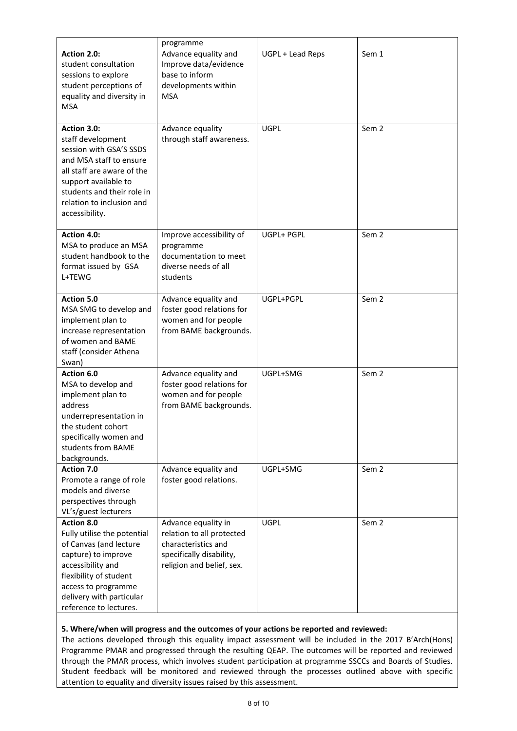| | programme | | |
|---|---|---|---|
| **Action 2.0:** student consultation sessions to explore student perceptions of equality and diversity in MSA | Advance equality and Improve data/evidence base to inform developments within MSA | UGPL + Lead Reps | Sem 1 |
| **Action 3.0:** staff development session with GSA'S SSDS and MSA staff to ensure all staff are aware of the support available to students and their role in relation to inclusion and accessibility. | Advance equality through staff awareness. | UGPL | Sem 2 |
| **Action 4.0:** MSA to produce an MSA student handbook to the format issued by GSA L+TEWG | Improve accessibility of programme documentation to meet diverse needs of all students | UGPL+ PGPL | Sem 2 |
| **Action 5.0** MSA SMG to develop and implement plan to increase representation of women and BAME staff (consider Athena Swan) | Advance equality and foster good relations for women and for people from BAME backgrounds. | UGPL+PGPL | Sem 2 |
| **Action 6.0** MSA to develop and implement plan to address underrepresentation in the student cohort specifically women and students from BAME backgrounds. | Advance equality and foster good relations for women and for people from BAME backgrounds. | UGPL+SMG | Sem 2 |
| **Action 7.0** Promote a range of role models and diverse perspectives through VL's/guest lecturers | Advance equality and foster good relations. | UGPL+SMG | Sem 2 |
| **Action 8.0** Fully utilise the potential of Canvas (and lecture capture) to improve accessibility and flexibility of student access to programme delivery with particular reference to lectures. | Advance equality in relation to all protected characteristics and specifically disability, religion and belief, sex. | UGPL | Sem 2 |

**5. Where/when will progress and the outcomes of your actions be reported and reviewed:**

The actions developed through this equality impact assessment will be included in the 2017 B'Arch(Hons) Programme PMAR and progressed through the resulting QEAP. The outcomes will be reported and reviewed through the PMAR process, which involves student participation at programme SSCCs and Boards of Studies. Student feedback will be monitored and reviewed through the processes outlined above with specific attention to equality and diversity issues raised by this assessment.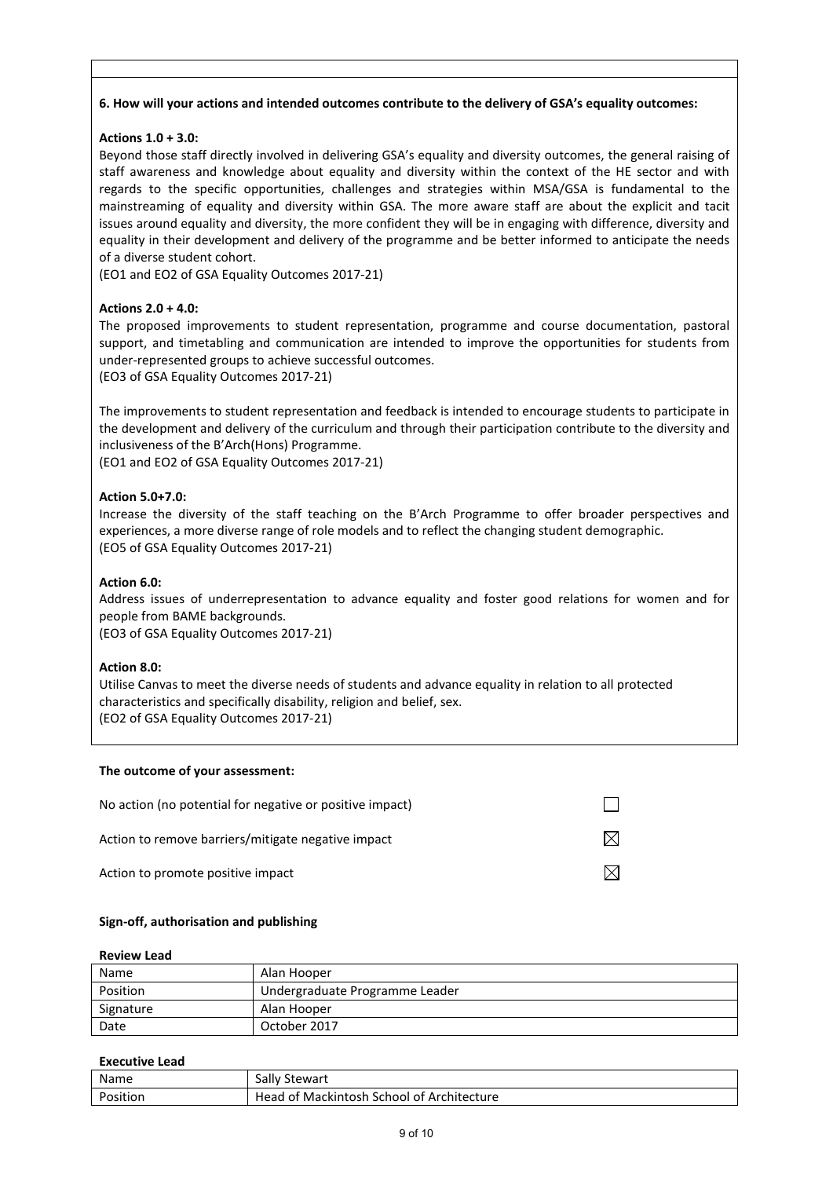**6. How will your actions and intended outcomes contribute to the delivery of GSA's equality outcomes:**

**Actions 1.0 + 3.0:**

Beyond those staff directly involved in delivering GSA's equality and diversity outcomes, the general raising of staff awareness and knowledge about equality and diversity within the context of the HE sector and with regards to the specific opportunities, challenges and strategies within MSA/GSA is fundamental to the mainstreaming of equality and diversity within GSA. The more aware staff are about the explicit and tacit issues around equality and diversity, the more confident they will be in engaging with difference, diversity and equality in their development and delivery of the programme and be better informed to anticipate the needs of a diverse student cohort.
(EO1 and EO2 of GSA Equality Outcomes 2017-21)

**Actions 2.0 + 4.0:**

The proposed improvements to student representation, programme and course documentation, pastoral support, and timetabling and communication are intended to improve the opportunities for students from under-represented groups to achieve successful outcomes.
(EO3 of GSA Equality Outcomes 2017-21)

The improvements to student representation and feedback is intended to encourage students to participate in the development and delivery of the curriculum and through their participation contribute to the diversity and inclusiveness of the B'Arch(Hons) Programme.
(EO1 and EO2 of GSA Equality Outcomes 2017-21)

**Action 5.0+7.0:**

Increase the diversity of the staff teaching on the B'Arch Programme to offer broader perspectives and experiences, a more diverse range of role models and to reflect the changing student demographic.
(EO5 of GSA Equality Outcomes 2017-21)

**Action 6.0:**

Address issues of underrepresentation to advance equality and foster good relations for women and for people from BAME backgrounds.
(EO3 of GSA Equality Outcomes 2017-21)

**Action 8.0:**

Utilise Canvas to meet the diverse needs of students and advance equality in relation to all protected characteristics and specifically disability, religion and belief, sex.
(EO2 of GSA Equality Outcomes 2017-21)

**The outcome of your assessment:**

| | |
|---|---|
| No action (no potential for negative or positive impact) | ☐ |
| Action to remove barriers/mitigate negative impact | ☒ |
| Action to promote positive impact | ☒ |

**Sign-off, authorisation and publishing**

**Review Lead**

| | |
|---|---|
| Name | Alan Hooper |
| Position | Undergraduate Programme Leader |
| Signature | Alan Hooper |
| Date | October 2017 |

**Executive Lead**

| | |
|---|---|
| Name | Sally Stewart |
| Position | Head of Mackintosh School of Architecture |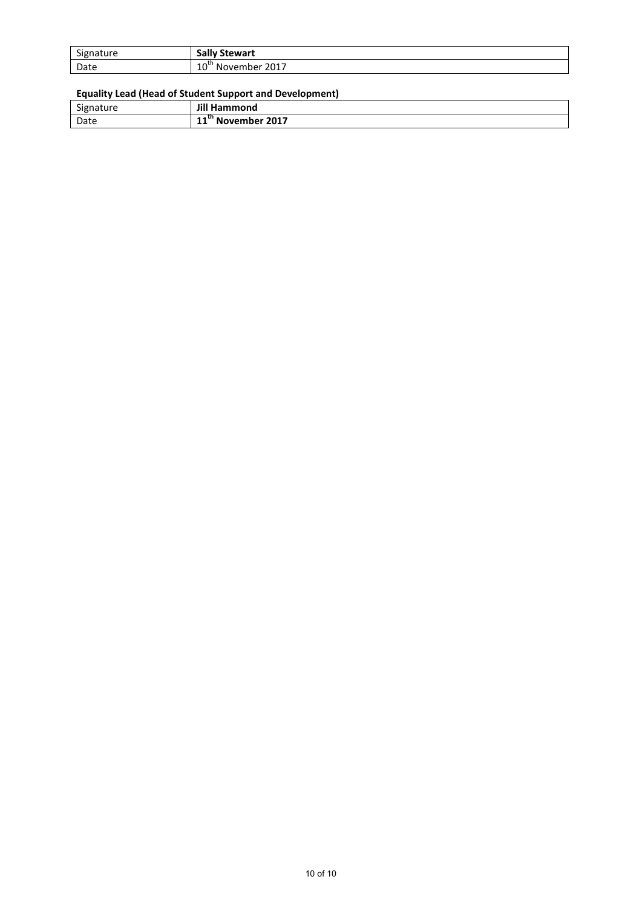| | |
|---|---|
| Signature | **Sally Stewart** |
| Date | 10th November 2017 |

**Equality Lead (Head of Student Support and Development)**

| | |
|---|---|
| Signature | **Jill Hammond** |
| Date | **11th November 2017** |